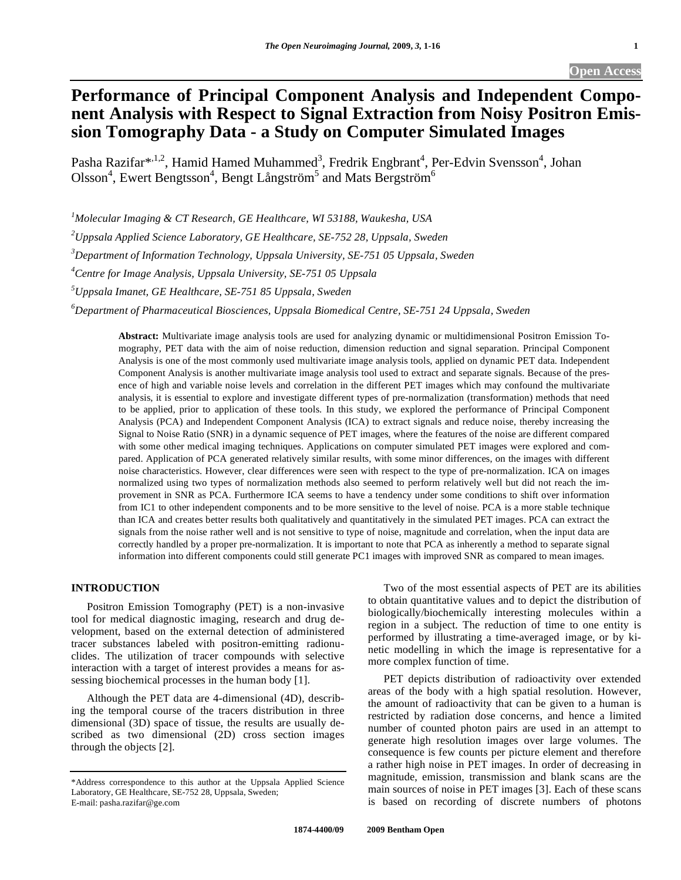# Performance of Principal Component Analysis and Independent Component Analysis with Respect to Signal Extraction from Noisy Positron Emission Tomography Data - a Study on Computer Simulated Images

Pasha Razifar*[,1,2], Hamid Hamed Muhammed[3], Fredrik Engbrant[4], Per-Edvin Svensson[4], Johan Olsson[4], Ewert Bengtsson[4], Bengt Långström[5] and Mats Bergström[6]

[1]*Molecular Imaging & CT Research, GE Healthcare, WI 53188, Waukesha, USA*

[2]*Uppsala Applied Science Laboratory, GE Healthcare, SE-752 28, Uppsala, Sweden*

[3]*Department of Information Technology, Uppsala University, SE-751 05 Uppsala, Sweden*

[4]*Centre for Image Analysis, Uppsala University, SE-751 05 Uppsala*

[5]*Uppsala Imanet, GE Healthcare, SE-751 85 Uppsala, Sweden*

[6]*Department of Pharmaceutical Biosciences, Uppsala Biomedical Centre, SE-751 24 Uppsala, Sweden*

**Abstract:** Multivariate image analysis tools are used for analyzing dynamic or multidimensional Positron Emission Tomography, PET data with the aim of noise reduction, dimension reduction and signal separation. Principal Component Analysis is one of the most commonly used multivariate image analysis tools, applied on dynamic PET data. Independent Component Analysis is another multivariate image analysis tool used to extract and separate signals. Because of the presence of high and variable noise levels and correlation in the different PET images which may confound the multivariate analysis, it is essential to explore and investigate different types of pre-normalization (transformation) methods that need to be applied, prior to application of these tools. In this study, we explored the performance of Principal Component Analysis (PCA) and Independent Component Analysis (ICA) to extract signals and reduce noise, thereby increasing the Signal to Noise Ratio (SNR) in a dynamic sequence of PET images, where the features of the noise are different compared with some other medical imaging techniques. Applications on computer simulated PET images were explored and compared. Application of PCA generated relatively similar results, with some minor differences, on the images with different noise characteristics. However, clear differences were seen with respect to the type of pre-normalization. ICA on images normalized using two types of normalization methods also seemed to perform relatively well but did not reach the improvement in SNR as PCA. Furthermore ICA seems to have a tendency under some conditions to shift over information from IC1 to other independent components and to be more sensitive to the level of noise. PCA is a more stable technique than ICA and creates better results both qualitatively and quantitatively in the simulated PET images. PCA can extract the signals from the noise rather well and is not sensitive to type of noise, magnitude and correlation, when the input data are correctly handled by a proper pre-normalization. It is important to note that PCA as inherently a method to separate signal information into different components could still generate PC1 images with improved SNR as compared to mean images.

## INTRODUCTION

Positron Emission Tomography (PET) is a non-invasive tool for medical diagnostic imaging, research and drug development, based on the external detection of administered tracer substances labeled with positron-emitting radionuclides. The utilization of tracer compounds with selective interaction with a target of interest provides a means for assessing biochemical processes in the human body [1].

Although the PET data are 4-dimensional (4D), describing the temporal course of the tracers distribution in three dimensional (3D) space of tissue, the results are usually described as two dimensional (2D) cross section images through the objects [2].

Two of the most essential aspects of PET are its abilities to obtain quantitative values and to depict the distribution of biologically/biochemically interesting molecules within a region in a subject. The reduction of time to one entity is performed by illustrating a time-averaged image, or by kinetic modelling in which the image is representative for a more complex function of time.

PET depicts distribution of radioactivity over extended areas of the body with a high spatial resolution. However, the amount of radioactivity that can be given to a human is restricted by radiation dose concerns, and hence a limited number of counted photon pairs are used in an attempt to generate high resolution images over large volumes. The consequence is few counts per picture element and therefore a rather high noise in PET images. In order of decreasing in magnitude, emission, transmission and blank scans are the main sources of noise in PET images [3]. Each of these scans is based on recording of discrete numbers of photons

*Address correspondence to this author at the Uppsala Applied Science Laboratory, GE Healthcare, SE-752 28, Uppsala, Sweden;
E-mail: pasha.razifar@ge.com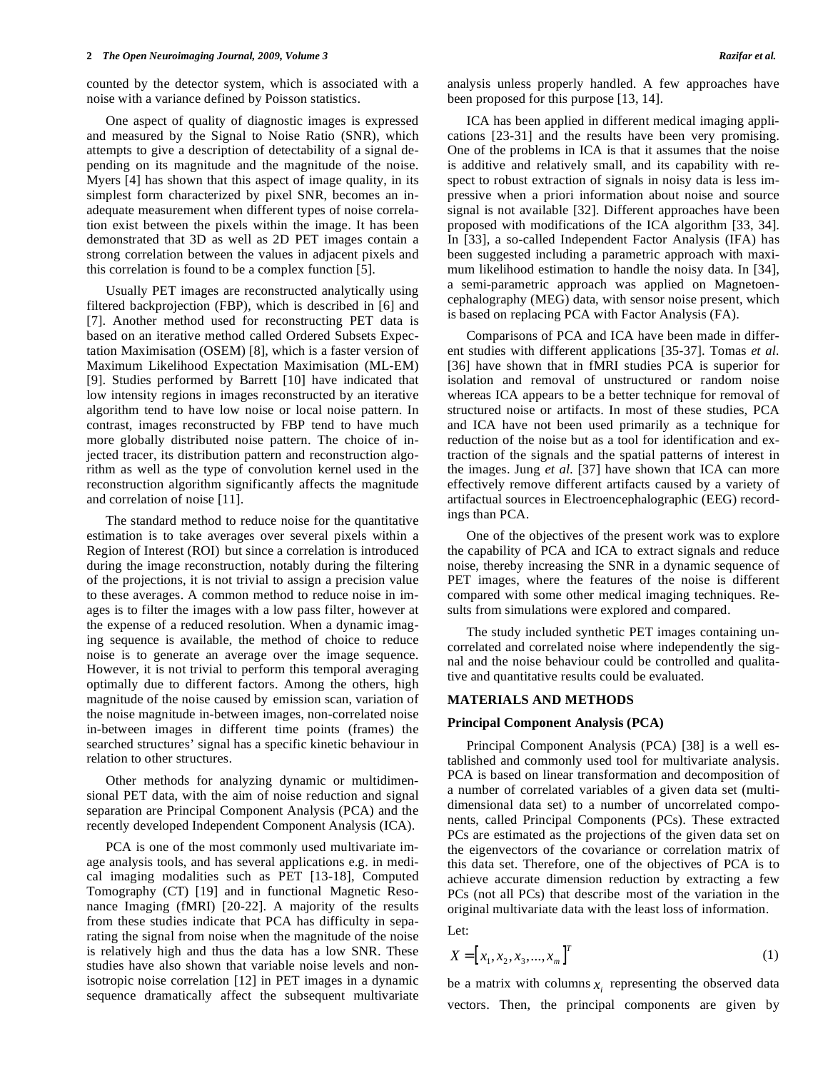counted by the detector system, which is associated with a noise with a variance defined by Poisson statistics.

One aspect of quality of diagnostic images is expressed and measured by the Signal to Noise Ratio (SNR), which attempts to give a description of detectability of a signal depending on its magnitude and the magnitude of the noise. Myers [4] has shown that this aspect of image quality, in its simplest form characterized by pixel SNR, becomes an inadequate measurement when different types of noise correlation exist between the pixels within the image. It has been demonstrated that 3D as well as 2D PET images contain a strong correlation between the values in adjacent pixels and this correlation is found to be a complex function [5].

Usually PET images are reconstructed analytically using filtered backprojection (FBP), which is described in [6] and [7]. Another method used for reconstructing PET data is based on an iterative method called Ordered Subsets Expectation Maximisation (OSEM) [8], which is a faster version of Maximum Likelihood Expectation Maximisation (ML-EM) [9]. Studies performed by Barrett [10] have indicated that low intensity regions in images reconstructed by an iterative algorithm tend to have low noise or local noise pattern. In contrast, images reconstructed by FBP tend to have much more globally distributed noise pattern. The choice of injected tracer, its distribution pattern and reconstruction algorithm as well as the type of convolution kernel used in the reconstruction algorithm significantly affects the magnitude and correlation of noise [11].

The standard method to reduce noise for the quantitative estimation is to take averages over several pixels within a Region of Interest (ROI) but since a correlation is introduced during the image reconstruction, notably during the filtering of the projections, it is not trivial to assign a precision value to these averages. A common method to reduce noise in images is to filter the images with a low pass filter, however at the expense of a reduced resolution. When a dynamic imaging sequence is available, the method of choice to reduce noise is to generate an average over the image sequence. However, it is not trivial to perform this temporal averaging optimally due to different factors. Among the others, high magnitude of the noise caused by emission scan, variation of the noise magnitude in-between images, non-correlated noise in-between images in different time points (frames) the searched structures' signal has a specific kinetic behaviour in relation to other structures.

Other methods for analyzing dynamic or multidimensional PET data, with the aim of noise reduction and signal separation are Principal Component Analysis (PCA) and the recently developed Independent Component Analysis (ICA).

PCA is one of the most commonly used multivariate image analysis tools, and has several applications e.g. in medical imaging modalities such as PET [13-18], Computed Tomography (CT) [19] and in functional Magnetic Resonance Imaging (fMRI) [20-22]. A majority of the results from these studies indicate that PCA has difficulty in separating the signal from noise when the magnitude of the noise is relatively high and thus the data has a low SNR. These studies have also shown that variable noise levels and non-isotropic noise correlation [12] in PET images in a dynamic sequence dramatically affect the subsequent multivariate analysis unless properly handled. A few approaches have been proposed for this purpose [13, 14].

ICA has been applied in different medical imaging applications [23-31] and the results have been very promising. One of the problems in ICA is that it assumes that the noise is additive and relatively small, and its capability with respect to robust extraction of signals in noisy data is less impressive when a priori information about noise and source signal is not available [32]. Different approaches have been proposed with modifications of the ICA algorithm [33, 34]. In [33], a so-called Independent Factor Analysis (IFA) has been suggested including a parametric approach with maximum likelihood estimation to handle the noisy data. In [34], a semi-parametric approach was applied on Magnetoencephalography (MEG) data, with sensor noise present, which is based on replacing PCA with Factor Analysis (FA).

Comparisons of PCA and ICA have been made in different studies with different applications [35-37]. Tomas *et al.* [36] have shown that in fMRI studies PCA is superior for isolation and removal of unstructured or random noise whereas ICA appears to be a better technique for removal of structured noise or artifacts. In most of these studies, PCA and ICA have not been used primarily as a technique for reduction of the noise but as a tool for identification and extraction of the signals and the spatial patterns of interest in the images. Jung *et al.* [37] have shown that ICA can more effectively remove different artifacts caused by a variety of artifactual sources in Electroencephalographic (EEG) recordings than PCA.

One of the objectives of the present work was to explore the capability of PCA and ICA to extract signals and reduce noise, thereby increasing the SNR in a dynamic sequence of PET images, where the features of the noise is different compared with some other medical imaging techniques. Results from simulations were explored and compared.

The study included synthetic PET images containing uncorrelated and correlated noise where independently the signal and the noise behaviour could be controlled and qualitative and quantitative results could be evaluated.

## MATERIALS AND METHODS

### Principal Component Analysis (PCA)

Principal Component Analysis (PCA) [38] is a well established and commonly used tool for multivariate analysis. PCA is based on linear transformation and decomposition of a number of correlated variables of a given data set (multidimensional data set) to a number of uncorrelated components, called Principal Components (PCs). These extracted PCs are estimated as the projections of the given data set on the eigenvectors of the covariance or correlation matrix of this data set. Therefore, one of the objectives of PCA is to achieve accurate dimension reduction by extracting a few PCs (not all PCs) that describe most of the variation in the original multivariate data with the least loss of information.

Let:

$$X = \left[x_1, x_2, x_3, ..., x_m\right]^T \qquad (1)$$

be a matrix with columns $x_i$ representing the observed data vectors. Then, the principal components are given by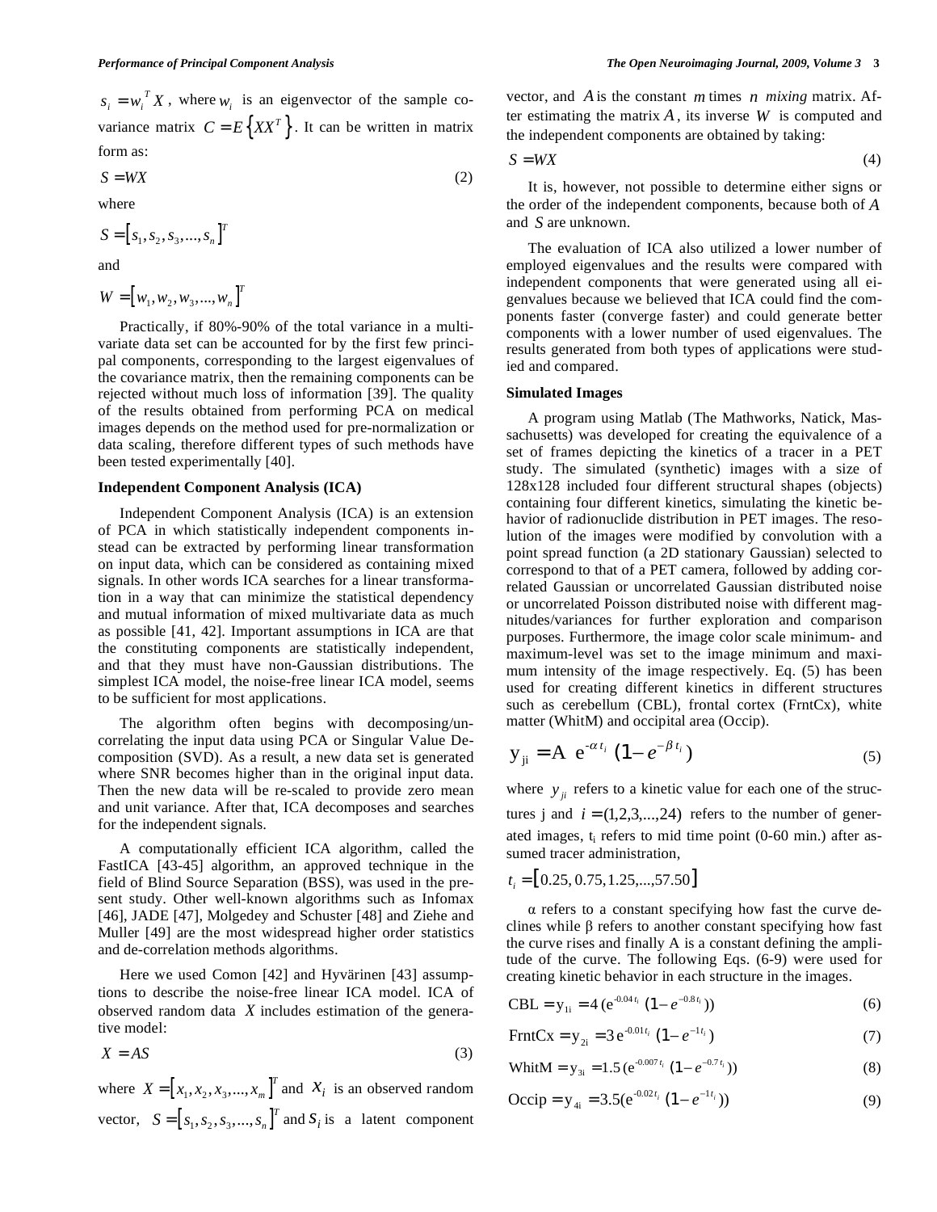$s_i = w_i^T X$, where $w_i$ is an eigenvector of the sample covariance matrix $C = E\{XX^T\}$. It can be written in matrix form as:

$$S = WX \tag{2}$$

where

$$S = [s_1, s_2, s_3, ..., s_n]^T$$

and

$$W = [w_1, w_2, w_3, ..., w_n]^T$$

Practically, if 80%-90% of the total variance in a multivariate data set can be accounted for by the first few principal components, corresponding to the largest eigenvalues of the covariance matrix, then the remaining components can be rejected without much loss of information [39]. The quality of the results obtained from performing PCA on medical images depends on the method used for pre-normalization or data scaling, therefore different types of such methods have been tested experimentally [40].

### Independent Component Analysis (ICA)

Independent Component Analysis (ICA) is an extension of PCA in which statistically independent components instead can be extracted by performing linear transformation on input data, which can be considered as containing mixed signals. In other words ICA searches for a linear transformation in a way that can minimize the statistical dependency and mutual information of mixed multivariate data as much as possible [41, 42]. Important assumptions in ICA are that the constituting components are statistically independent, and that they must have non-Gaussian distributions. The simplest ICA model, the noise-free linear ICA model, seems to be sufficient for most applications.

The algorithm often begins with decomposing/uncorrelating the input data using PCA or Singular Value Decomposition (SVD). As a result, a new data set is generated where SNR becomes higher than in the original input data. Then the new data will be re-scaled to provide zero mean and unit variance. After that, ICA decomposes and searches for the independent signals.

A computationally efficient ICA algorithm, called the FastICA [43-45] algorithm, an approved technique in the field of Blind Source Separation (BSS), was used in the present study. Other well-known algorithms such as Infomax [46], JADE [47], Molgedey and Schuster [48] and Ziehe and Muller [49] are the most widespread higher order statistics and de-correlation methods algorithms.

Here we used Comon [42] and Hyvärinen [43] assumptions to describe the noise-free linear ICA model. ICA of observed random data $X$ includes estimation of the generative model:

$$X = AS \tag{3}$$

where $X = [x_1, x_2, x_3, ..., x_m]^T$ and $x_i$ is an observed random vector, $S = [s_1, s_2, s_3, ..., s_n]^T$ and $s_i$ is a latent component vector, and $A$ is the constant $m$ times $n$ *mixing* matrix. After estimating the matrix $A$, its inverse $W$ is computed and the independent components are obtained by taking:

$$S = WX \tag{4}$$

It is, however, not possible to determine either signs or the order of the independent components, because both of $A$ and $S$ are unknown.

The evaluation of ICA also utilized a lower number of employed eigenvalues and the results were compared with independent components that were generated using all eigenvalues because we believed that ICA could find the components faster (converge faster) and could generate better components with a lower number of used eigenvalues. The results generated from both types of applications were studied and compared.

### Simulated Images

A program using Matlab (The Mathworks, Natick, Massachusetts) was developed for creating the equivalence of a set of frames depicting the kinetics of a tracer in a PET study. The simulated (synthetic) images with a size of 128x128 included four different structural shapes (objects) containing four different kinetics, simulating the kinetic behavior of radionuclide distribution in PET images. The resolution of the images were modified by convolution with a point spread function (a 2D stationary Gaussian) selected to correspond to that of a PET camera, followed by adding correlated Gaussian or uncorrelated Gaussian distributed noise or uncorrelated Poisson distributed noise with different magnitudes/variances for further exploration and comparison purposes. Furthermore, the image color scale minimum- and maximum-level was set to the image minimum and maximum intensity of the image respectively. Eq. (5) has been used for creating different kinetics in different structures such as cerebellum (CBL), frontal cortex (FrntCx), white matter (WhitM) and occipital area (Occip).

$$y_{ji} = A\ e^{-\alpha t_i}\ (1 - e^{-\beta t_i}) \tag{5}$$

where $y_{ji}$ refers to a kinetic value for each one of the structures j and $i = (1,2,3,...,24)$ refers to the number of generated images, $t_i$ refers to mid time point (0-60 min.) after assumed tracer administration,

$$t_i = [0.25, 0.75, 1.25, ..., 57.50]$$

α refers to a constant specifying how fast the curve declines while β refers to another constant specifying how fast the curve rises and finally A is a constant defining the amplitude of the curve. The following Eqs. (6-9) were used for creating kinetic behavior in each structure in the images.

$$\text{CBL} = y_{1i} = 4\,(e^{-0.04\,t_i}\ (1 - e^{-0.8\,t_i})) \tag{6}$$

$$\text{FrntCx} = y_{2i} = 3\,e^{-0.01\,t_i}\ (1 - e^{-1\,t_i}) \tag{7}$$

$$\text{WhitM} = y_{3i} = 1.5\,(e^{-0.007\,t_i}\ (1 - e^{-0.7\,t_i})) \tag{8}$$

$$\text{Occip} = y_{4i} = 3.5(e^{-0.02\,t_i}\ (1 - e^{-1\,t_i})) \tag{9}$$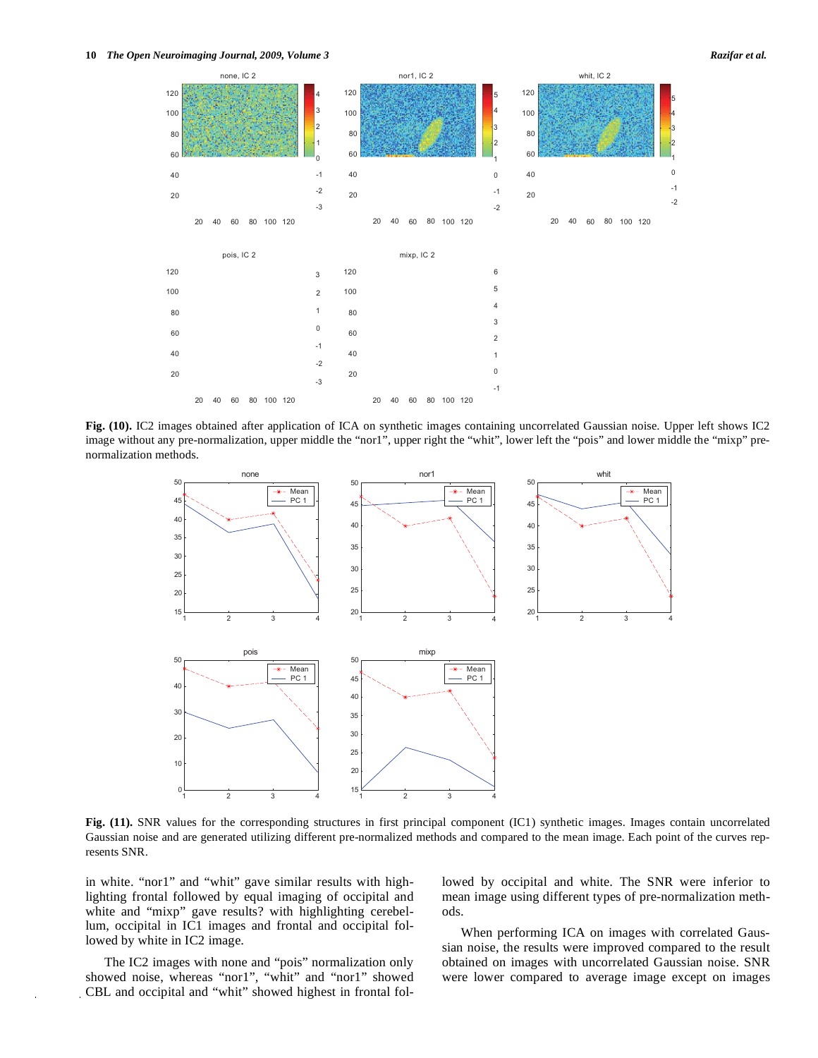**Fig. (10).** IC2 images obtained after application of ICA on synthetic images containing uncorrelated Gaussian noise. Upper left shows IC2 image without any pre-normalization, upper middle the "nor1", upper right the "whit", lower left the "pois" and lower middle the "mixp" pre-normalization methods.

**Fig. (11).** SNR values for the corresponding structures in first principal component (IC1) synthetic images. Images contain uncorrelated Gaussian noise and are generated utilizing different pre-normalized methods and compared to the mean image. Each point of the curves represents SNR.

in white. "nor1" and "whit" gave similar results with highlighting frontal followed by equal imaging of occipital and white and "mixp" gave results? with highlighting cerebellum, occipital in IC1 images and frontal and occipital followed by white in IC2 image.

The IC2 images with none and "pois" normalization only showed noise, whereas "nor1", "whit" and "nor1" showed CBL and occipital and "whit" showed highest in frontal followed by occipital and white. The SNR were inferior to mean image using different types of pre-normalization methods.

When performing ICA on images with correlated Gaussian noise, the results were improved compared to the result obtained on images with uncorrelated Gaussian noise. SNR were lower compared to average image except on images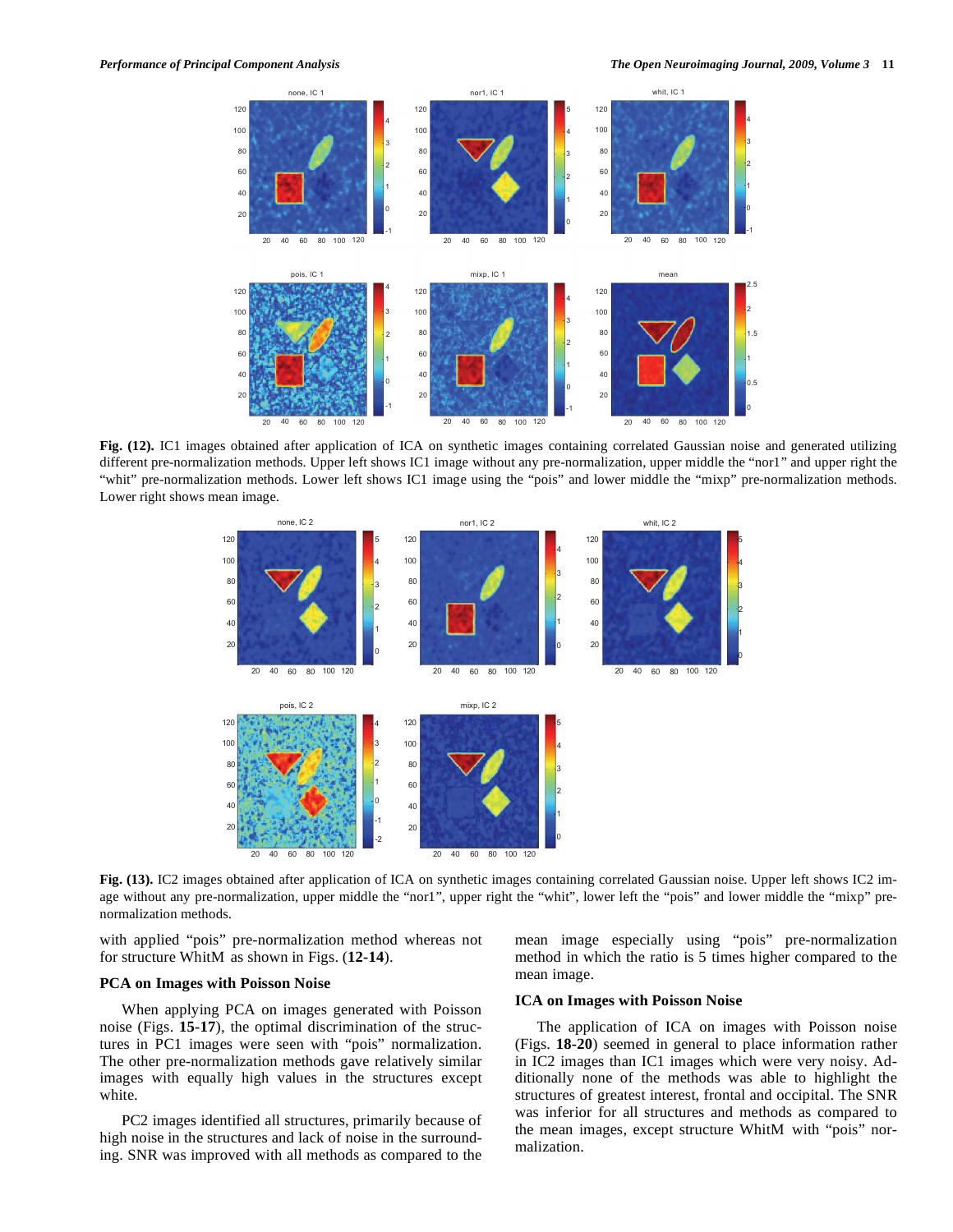**Fig. (12).** IC1 images obtained after application of ICA on synthetic images containing correlated Gaussian noise and generated utilizing different pre-normalization methods. Upper left shows IC1 image without any pre-normalization, upper middle the "nor1" and upper right the "whit" pre-normalization methods. Lower left shows IC1 image using the "pois" and lower middle the "mixp" pre-normalization methods. Lower right shows mean image.

**Fig. (13).** IC2 images obtained after application of ICA on synthetic images containing correlated Gaussian noise. Upper left shows IC2 image without any pre-normalization, upper middle the "nor1", upper right the "whit", lower left the "pois" and lower middle the "mixp" pre-normalization methods.

with applied "pois" pre-normalization method whereas not for structure WhitM as shown in Figs. (**12-14**).

### PCA on Images with Poisson Noise

When applying PCA on images generated with Poisson noise (Figs. **15-17**), the optimal discrimination of the structures in PC1 images were seen with "pois" normalization. The other pre-normalization methods gave relatively similar images with equally high values in the structures except white.

PC2 images identified all structures, primarily because of high noise in the structures and lack of noise in the surrounding. SNR was improved with all methods as compared to the mean image especially using "pois" pre-normalization method in which the ratio is 5 times higher compared to the mean image.

### ICA on Images with Poisson Noise

The application of ICA on images with Poisson noise (Figs. **18-20**) seemed in general to place information rather in IC2 images than IC1 images which were very noisy. Additionally none of the methods was able to highlight the structures of greatest interest, frontal and occipital. The SNR was inferior for all structures and methods as compared to the mean images, except structure WhitM with "pois" normalization.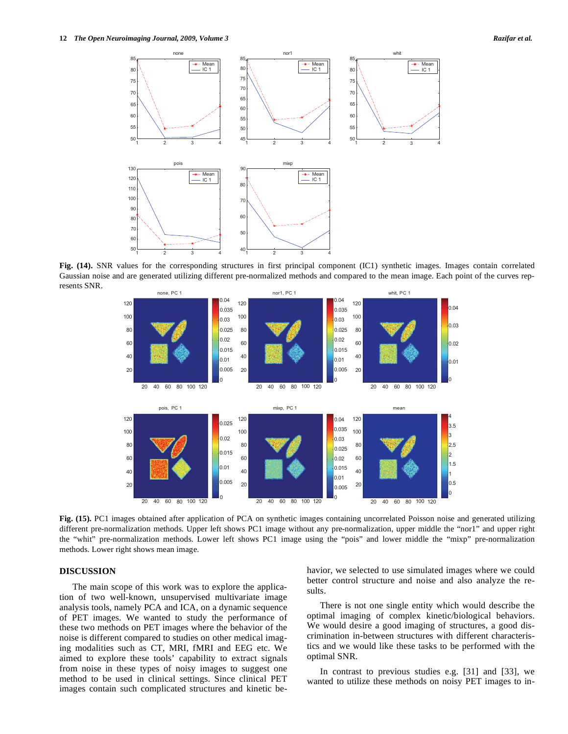**Fig. (14).** SNR values for the corresponding structures in first principal component (IC1) synthetic images. Images contain correlated Gaussian noise and are generated utilizing different pre-normalized methods and compared to the mean image. Each point of the curves represents SNR.

**Fig. (15).** PC1 images obtained after application of PCA on synthetic images containing uncorrelated Poisson noise and generated utilizing different pre-normalization methods. Upper left shows PC1 image without any pre-normalization, upper middle the "nor1" and upper right the "whit" pre-normalization methods. Lower left shows PC1 image using the "pois" and lower middle the "mixp" pre-normalization methods. Lower right shows mean image.

## DISCUSSION

The main scope of this work was to explore the application of two well-known, unsupervised multivariate image analysis tools, namely PCA and ICA, on a dynamic sequence of PET images. We wanted to study the performance of these two methods on PET images where the behavior of the noise is different compared to studies on other medical imaging modalities such as CT, MRI, fMRI and EEG etc. We aimed to explore these tools' capability to extract signals from noise in these types of noisy images to suggest one method to be used in clinical settings. Since clinical PET images contain such complicated structures and kinetic behavior, we selected to use simulated images where we could better control structure and noise and also analyze the results.

There is not one single entity which would describe the optimal imaging of complex kinetic/biological behaviors. We would desire a good imaging of structures, a good discrimination in-between structures with different characteristics and we would like these tasks to be performed with the optimal SNR.

In contrast to previous studies e.g. [31] and [33], we wanted to utilize these methods on noisy PET images to in-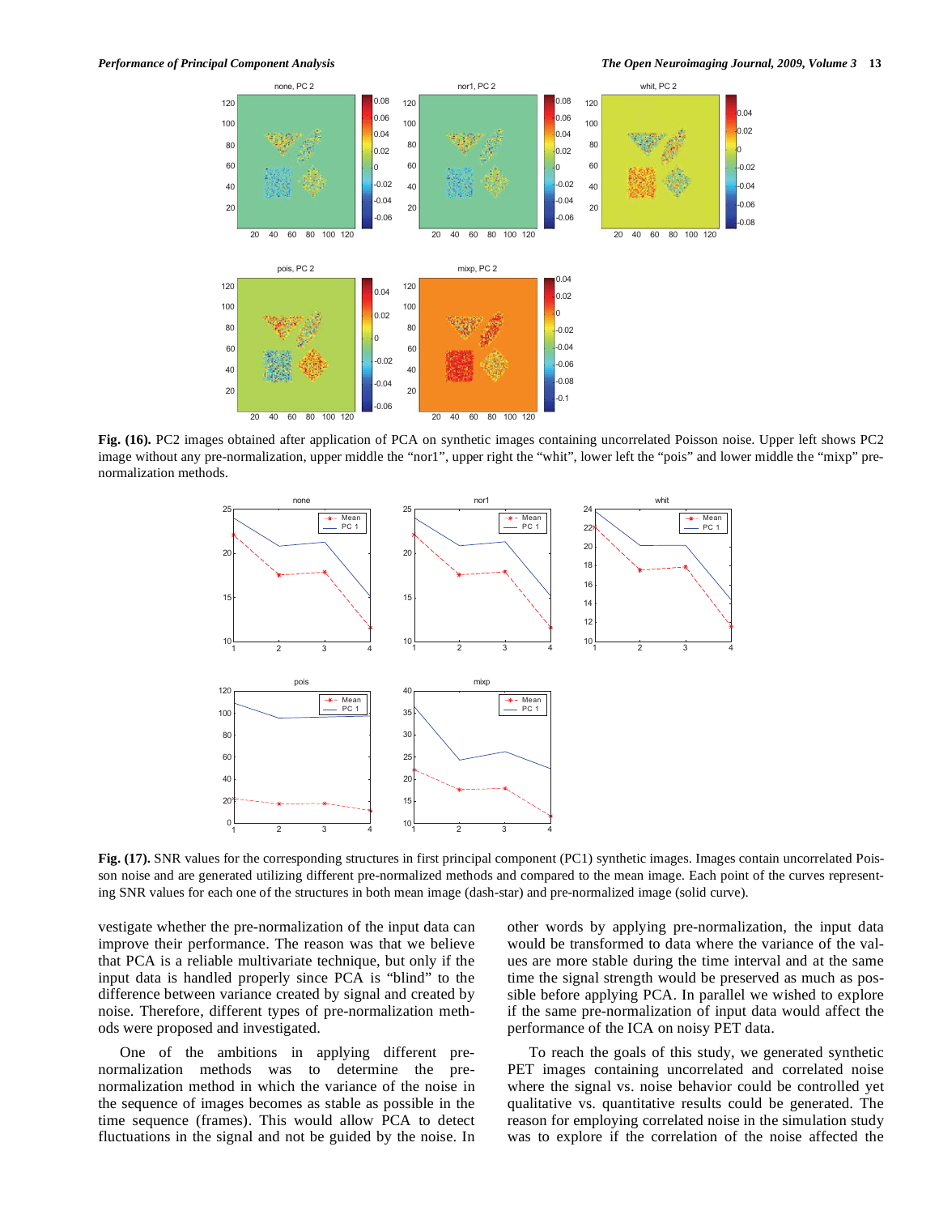**Fig. (16).** PC2 images obtained after application of PCA on synthetic images containing uncorrelated Poisson noise. Upper left shows PC2 image without any pre-normalization, upper middle the “nor1”, upper right the “whit”, lower left the “pois” and lower middle the “mixp” pre-normalization methods.

**Fig. (17).** SNR values for the corresponding structures in first principal component (PC1) synthetic images. Images contain uncorrelated Poisson noise and are generated utilizing different pre-normalized methods and compared to the mean image. Each point of the curves representing SNR values for each one of the structures in both mean image (dash-star) and pre-normalized image (solid curve).

vestigate whether the pre-normalization of the input data can improve their performance. The reason was that we believe that PCA is a reliable multivariate technique, but only if the input data is handled properly since PCA is “blind” to the difference between variance created by signal and created by noise. Therefore, different types of pre-normalization methods were proposed and investigated.

One of the ambitions in applying different pre-normalization methods was to determine the pre-normalization method in which the variance of the noise in the sequence of images becomes as stable as possible in the time sequence (frames). This would allow PCA to detect fluctuations in the signal and not be guided by the noise. In other words by applying pre-normalization, the input data would be transformed to data where the variance of the values are more stable during the time interval and at the same time the signal strength would be preserved as much as possible before applying PCA. In parallel we wished to explore if the same pre-normalization of input data would affect the performance of the ICA on noisy PET data.

To reach the goals of this study, we generated synthetic PET images containing uncorrelated and correlated noise where the signal vs. noise behavior could be controlled yet qualitative vs. quantitative results could be generated. The reason for employing correlated noise in the simulation study was to explore if the correlation of the noise affected the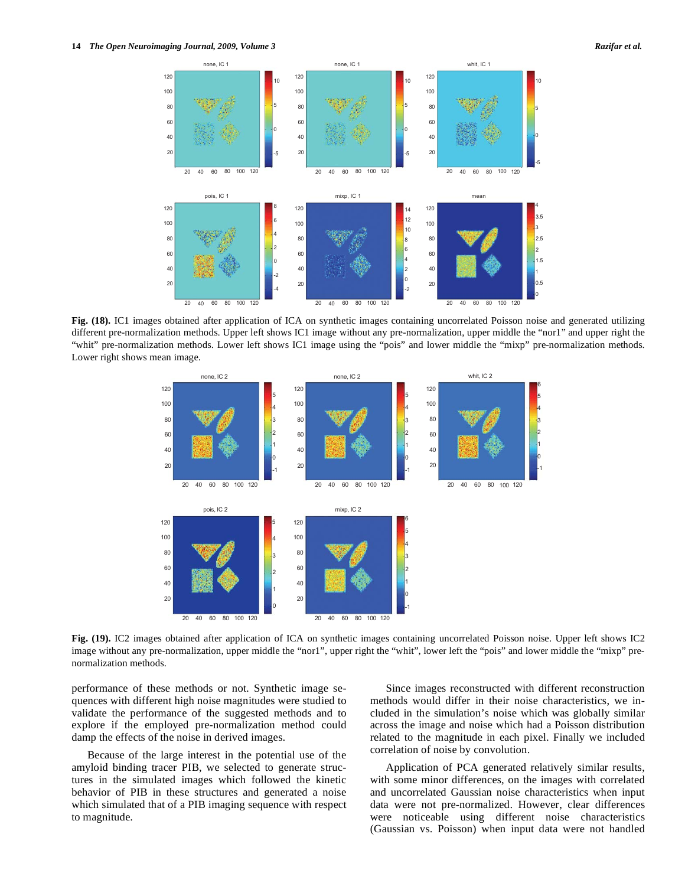**Fig. (18).** IC1 images obtained after application of ICA on synthetic images containing uncorrelated Poisson noise and generated utilizing different pre-normalization methods. Upper left shows IC1 image without any pre-normalization, upper middle the "nor1" and upper right the "whit" pre-normalization methods. Lower left shows IC1 image using the "pois" and lower middle the "mixp" pre-normalization methods. Lower right shows mean image.

**Fig. (19).** IC2 images obtained after application of ICA on synthetic images containing uncorrelated Poisson noise. Upper left shows IC2 image without any pre-normalization, upper middle the "nor1", upper right the "whit", lower left the "pois" and lower middle the "mixp" pre-normalization methods.

performance of these methods or not. Synthetic image sequences with different high noise magnitudes were studied to validate the performance of the suggested methods and to explore if the employed pre-normalization method could damp the effects of the noise in derived images.

Because of the large interest in the potential use of the amyloid binding tracer PIB, we selected to generate structures in the simulated images which followed the kinetic behavior of PIB in these structures and generated a noise which simulated that of a PIB imaging sequence with respect to magnitude.

Since images reconstructed with different reconstruction methods would differ in their noise characteristics, we included in the simulation's noise which was globally similar across the image and noise which had a Poisson distribution related to the magnitude in each pixel. Finally we included correlation of noise by convolution.

Application of PCA generated relatively similar results, with some minor differences, on the images with correlated and uncorrelated Gaussian noise characteristics when input data were not pre-normalized. However, clear differences were noticeable using different noise characteristics (Gaussian vs. Poisson) when input data were not handled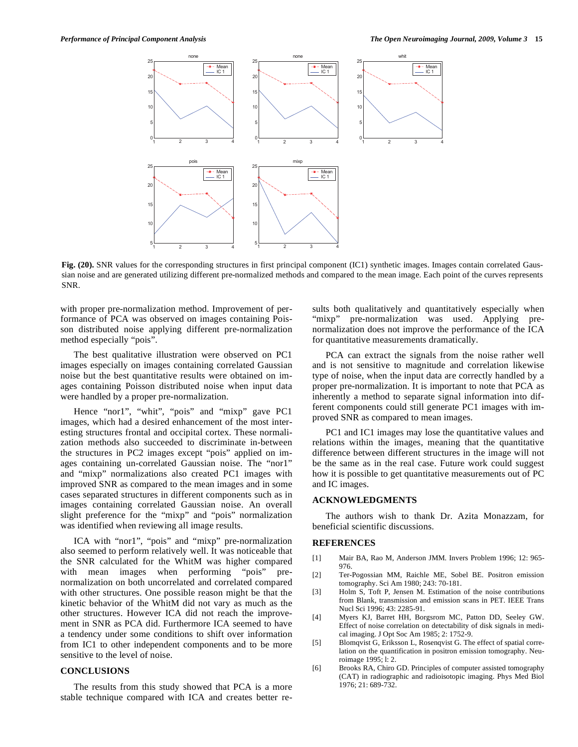**Fig. (20).** SNR values for the corresponding structures in first principal component (IC1) synthetic images. Images contain correlated Gaussian noise and are generated utilizing different pre-normalized methods and compared to the mean image. Each point of the curves represents SNR.

with proper pre-normalization method. Improvement of performance of PCA was observed on images containing Poisson distributed noise applying different pre-normalization method especially "pois".

The best qualitative illustration were observed on PC1 images especially on images containing correlated Gaussian noise but the best quantitative results were obtained on images containing Poisson distributed noise when input data were handled by a proper pre-normalization.

Hence "nor1", "whit", "pois" and "mixp" gave PC1 images, which had a desired enhancement of the most interesting structures frontal and occipital cortex. These normalization methods also succeeded to discriminate in-between the structures in PC2 images except "pois" applied on images containing un-correlated Gaussian noise. The "nor1" and "mixp" normalizations also created PC1 images with improved SNR as compared to the mean images and in some cases separated structures in different components such as in images containing correlated Gaussian noise. An overall slight preference for the "mixp" and "pois" normalization was identified when reviewing all image results.

ICA with "nor1", "pois" and "mixp" pre-normalization also seemed to perform relatively well. It was noticeable that the SNR calculated for the WhitM was higher compared with mean images when performing "pois" pre-normalization on both uncorrelated and correlated compared with other structures. One possible reason might be that the kinetic behavior of the WhitM did not vary as much as the other structures. However ICA did not reach the improvement in SNR as PCA did. Furthermore ICA seemed to have a tendency under some conditions to shift over information from IC1 to other independent components and to be more sensitive to the level of noise.

## CONCLUSIONS

The results from this study showed that PCA is a more stable technique compared with ICA and creates better results both qualitatively and quantitatively especially when "mixp" pre-normalization was used. Applying pre-normalization does not improve the performance of the ICA for quantitative measurements dramatically.

PCA can extract the signals from the noise rather well and is not sensitive to magnitude and correlation likewise type of noise, when the input data are correctly handled by a proper pre-normalization. It is important to note that PCA as inherently a method to separate signal information into different components could still generate PC1 images with improved SNR as compared to mean images.

PC1 and IC1 images may lose the quantitative values and relations within the images, meaning that the quantitative difference between different structures in the image will not be the same as in the real case. Future work could suggest how it is possible to get quantitative measurements out of PC and IC images.

## ACKNOWLEDGMENTS

The authors wish to thank Dr. Azita Monazzam, for beneficial scientific discussions.

## REFERENCES

[1] Mair BA, Rao M, Anderson JMM. Invers Problem 1996; 12: 965-976.

[2] Ter-Pogossian MM, Raichle ME, Sobel BE. Positron emission tomography. Sci Am 1980; 243: 70-181.

[3] Holm S, Toft P, Jensen M. Estimation of the noise contributions from Blank, transmission and emission scans in PET. IEEE Trans Nucl Sci 1996; 43: 2285-91.

[4] Myers KJ, Barret HH, Borgsrom MC, Patton DD, Seeley GW. Effect of noise correlation on detectability of disk signals in medical imaging. J Opt Soc Am 1985; 2: 1752-9.

[5] Blomqvist G, Eriksson L, Rosenqvist G. The effect of spatial correlation on the quantification in positron emission tomography. Neuroimage 1995; l: 2.

[6] Brooks RA, Chiro GD. Principles of computer assisted tomography (CAT) in radiographic and radioisotopic imaging. Phys Med Biol 1976; 21: 689-732.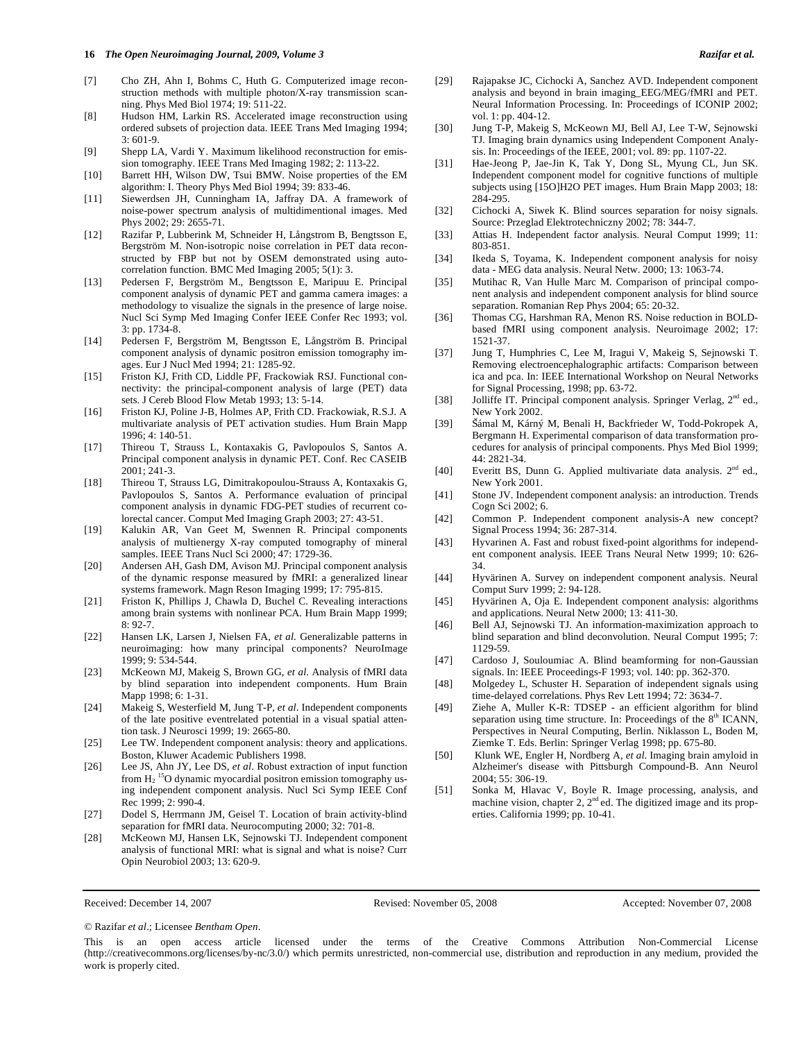[7] Cho ZH, Ahn I, Bohms C, Huth G. Computerized image reconstruction methods with multiple photon/X-ray transmission scanning. Phys Med Biol 1974; 19: 511-22.

[8] Hudson HM, Larkin RS. Accelerated image reconstruction using ordered subsets of projection data. IEEE Trans Med Imaging 1994; 3: 601-9.

[9] Shepp LA, Vardi Y. Maximum likelihood reconstruction for emission tomography. IEEE Trans Med Imaging 1982; 2: 113-22.

[10] Barrett HH, Wilson DW, Tsui BMW. Noise properties of the EM algorithm: I. Theory Phys Med Biol 1994; 39: 833-46.

[11] Siewerdsen JH, Cunningham IA, Jaffray DA. A framework of noise-power spectrum analysis of multidimentional images. Med Phys 2002; 29: 2655-71.

[12] Razifar P, Lubberink M, Schneider H, Långstrom B, Bengtsson E, Bergström M. Non-isotropic noise correlation in PET data reconstructed by FBP but not by OSEM demonstrated using autocorrelation function. BMC Med Imaging 2005; 5(1): 3.

[13] Pedersen F, Bergström M., Bengtsson E, Maripuu E. Principal component analysis of dynamic PET and gamma camera images: a methodology to visualize the signals in the presence of large noise. Nucl Sci Symp Med Imaging Confer IEEE Confer Rec 1993; vol. 3: pp. 1734-8.

[14] Pedersen F, Bergström M, Bengtsson E, Långström B. Principal component analysis of dynamic positron emission tomography images. Eur J Nucl Med 1994; 21: 1285-92.

[15] Friston KJ, Frith CD, Liddle PF, Frackowiak RSJ. Functional connectivity: the principal-component analysis of large (PET) data sets. J Cereb Blood Flow Metab 1993; 13: 5-14.

[16] Friston KJ, Poline J-B, Holmes AP, Frith CD. Frackowiak, R.S.J. A multivariate analysis of PET activation studies. Hum Brain Mapp 1996; 4: 140-51.

[17] Thireou T, Strauss L, Kontaxakis G, Pavlopoulos S, Santos A. Principal component analysis in dynamic PET. Conf. Rec CASEIB 2001; 241-3.

[18] Thireou T, Strauss LG, Dimitrakopoulou-Strauss A, Kontaxakis G, Pavlopoulos S, Santos A. Performance evaluation of principal component analysis in dynamic FDG-PET studies of recurrent colorectal cancer. Comput Med Imaging Graph 2003; 27: 43-51.

[19] Kalukin AR, Van Geet M, Swennen R. Principal components analysis of multienergy X-ray computed tomography of mineral samples. IEEE Trans Nucl Sci 2000; 47: 1729-36.

[20] Andersen AH, Gash DM, Avison MJ. Principal component analysis of the dynamic response measured by fMRI: a generalized linear systems framework. Magn Reson Imaging 1999; 17: 795-815.

[21] Friston K, Phillips J, Chawla D, Buchel C. Revealing interactions among brain systems with nonlinear PCA. Hum Brain Mapp 1999; 8: 92-7.

[22] Hansen LK, Larsen J, Nielsen FA, *et al.* Generalizable patterns in neuroimaging: how many principal components? NeuroImage 1999; 9: 534-544.

[23] McKeown MJ, Makeig S, Brown GG, *et al.* Analysis of fMRI data by blind separation into independent components. Hum Brain Mapp 1998; 6: 1-31.

[24] Makeig S, Westerfield M, Jung T-P, *et al*. Independent components of the late positive eventrelated potential in a visual spatial attention task. J Neurosci 1999; 19: 2665-80.

[25] Lee TW. Independent component analysis: theory and applications. Boston, Kluwer Academic Publishers 1998.

[26] Lee JS, Ahn JY, Lee DS, *et al*. Robust extraction of input function from $H_2$ $^{15}O$ dynamic myocardial positron emission tomography using independent component analysis. Nucl Sci Symp IEEE Conf Rec 1999; 2: 990-4.

[27] Dodel S, Herrmann JM, Geisel T. Location of brain activity-blind separation for fMRI data. Neurocomputing 2000; 32: 701-8.

[28] McKeown MJ, Hansen LK, Sejnowski TJ. Independent component analysis of functional MRI: what is signal and what is noise? Curr Opin Neurobiol 2003; 13: 620-9.

[29] Rajapakse JC, Cichocki A, Sanchez AVD. Independent component analysis and beyond in brain imaging_EEG/MEG/fMRI and PET. Neural Information Processing. In: Proceedings of ICONIP 2002; vol. 1: pp. 404-12.

[30] Jung T-P, Makeig S, McKeown MJ, Bell AJ, Lee T-W, Sejnowski TJ. Imaging brain dynamics using Independent Component Analysis. In: Proceedings of the IEEE, 2001; vol. 89: pp. 1107-22.

[31] Hae-Jeong P, Jae-Jin K, Tak Y, Dong SL, Myung CL, Jun SK. Independent component model for cognitive functions of multiple subjects using [15O]H2O PET images. Hum Brain Mapp 2003; 18: 284-295.

[32] Cichocki A, Siwek K. Blind sources separation for noisy signals. Source: Przeglad Elektrotechniczny 2002; 78: 344-7.

[33] Attias H. Independent factor analysis. Neural Comput 1999; 11: 803-851.

[34] Ikeda S, Toyama, K. Independent component analysis for noisy data - MEG data analysis. Neural Netw. 2000; 13: 1063-74.

[35] Mutihac R, Van Hulle Marc M. Comparison of principal component analysis and independent component analysis for blind source separation. Romanian Rep Phys 2004; 65: 20-32.

[36] Thomas CG, Harshman RA, Menon RS. Noise reduction in BOLD-based fMRI using component analysis. Neuroimage 2002; 17: 1521-37.

[37] Jung T, Humphries C, Lee M, Iragui V, Makeig S, Sejnowski T. Removing electroencephalographic artifacts: Comparison between ica and pca. In: IEEE International Workshop on Neural Networks for Signal Processing, 1998; pp. 63-72.

[38] Jolliffe IT. Principal component analysis. Springer Verlag, 2nd ed., New York 2002.

[39] Šámal M, Kárný M, Benali H, Backfrieder W, Todd-Pokropek A, Bergmann H. Experimental comparison of data transformation procedures for analysis of principal components. Phys Med Biol 1999; 44: 2821-34.

[40] Everitt BS, Dunn G. Applied multivariate data analysis. 2nd ed., New York 2001.

[41] Stone JV. Independent component analysis: an introduction. Trends Cogn Sci 2002; 6.

[42] Common P. Independent component analysis-A new concept? Signal Process 1994; 36: 287-314.

[43] Hyvarinen A. Fast and robust fixed-point algorithms for independent component analysis. IEEE Trans Neural Netw 1999; 10: 626-34.

[44] Hyvärinen A. Survey on independent component analysis. Neural Comput Surv 1999; 2: 94-128.

[45] Hyvärinen A, Oja E. Independent component analysis: algorithms and applications. Neural Netw 2000; 13: 411-30.

[46] Bell AJ, Sejnowski TJ. An information-maximization approach to blind separation and blind deconvolution. Neural Comput 1995; 7: 1129-59.

[47] Cardoso J, Souloumiac A. Blind beamforming for non-Gaussian signals. In: IEEE Proceedings-F 1993; vol. 140: pp. 362-370.

[48] Molgedey L, Schuster H. Separation of independent signals using time-delayed correlations. Phys Rev Lett 1994; 72: 3634-7.

[49] Ziehe A, Muller K-R: TDSEP - an efficient algorithm for blind separation using time structure. In: Proceedings of the 8th ICANN, Perspectives in Neural Computing, Berlin. Niklasson L, Boden M, Ziemke T. Eds. Berlin: Springer Verlag 1998; pp. 675-80.

[50] Klunk WE, Engler H, Nordberg A, *et al.* Imaging brain amyloid in Alzheimer's disease with Pittsburgh Compound-B. Ann Neurol 2004; 55: 306-19.

[51] Sonka M, Hlavac V, Boyle R. Image processing, analysis, and machine vision, chapter 2, 2nd ed. The digitized image and its properties. California 1999; pp. 10-41.

---

Received: December 14, 2007 Revised: November 05, 2008 Accepted: November 07, 2008

© Razifar *et al*.; Licensee *Bentham Open*.

This is an open access article licensed under the terms of the Creative Commons Attribution Non-Commercial License (http://creativecommons.org/licenses/by-nc/3.0/) which permits unrestricted, non-commercial use, distribution and reproduction in any medium, provided the work is properly cited.